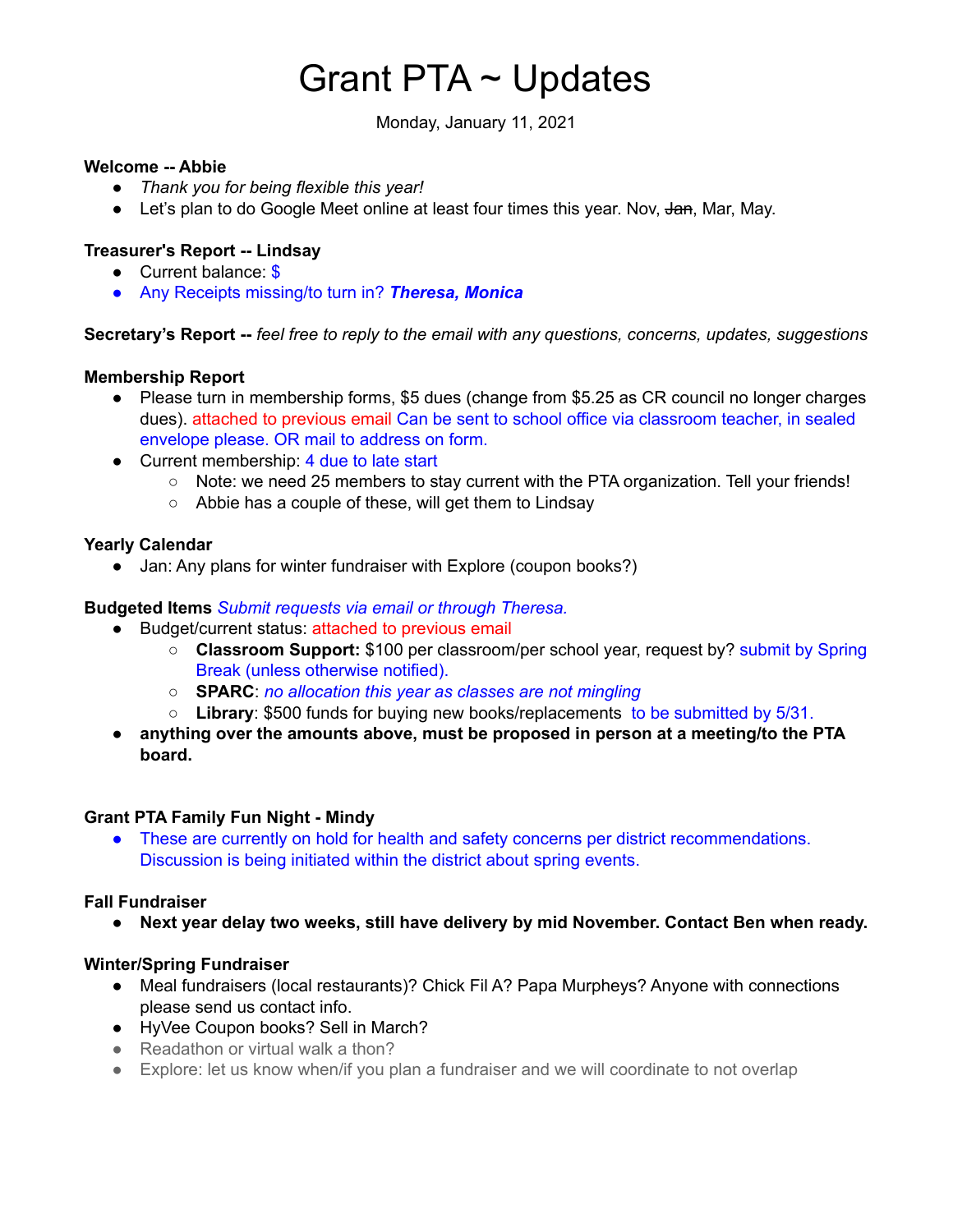# Grant PTA ~ Updates

Monday, January 11, 2021

**Welcome -- Abbie**

- *Thank you for being flexible this year!*
- Let's plan to do Google Meet online at least four times this year. Nov, ~~Jan~~, Mar, May.

**Treasurer's Report -- Lindsay**

- Current balance: $
- Any Receipts missing/to turn in? ***Theresa, Monica***

**Secretary's Report --** *feel free to reply to the email with any questions, concerns, updates, suggestions*

**Membership Report**

- Please turn in membership forms, $5 dues (change from $5.25 as CR council no longer charges dues). attached to previous email Can be sent to school office via classroom teacher, in sealed envelope please. OR mail to address on form.
- Current membership: 4 due to late start
    - Note: we need 25 members to stay current with the PTA organization. Tell your friends!
    - Abbie has a couple of these, will get them to Lindsay

**Yearly Calendar**

- Jan: Any plans for winter fundraiser with Explore (coupon books?)

**Budgeted Items** *Submit requests via email or through Theresa.*

- Budget/current status: attached to previous email
    - **Classroom Support:** $100 per classroom/per school year, request by? submit by Spring Break (unless otherwise notified).
    - **SPARC**: *no allocation this year as classes are not mingling*
    - **Library**: $500 funds for buying new books/replacements to be submitted by 5/31.
- **anything over the amounts above, must be proposed in person at a meeting/to the PTA board.**

**Grant PTA Family Fun Night - Mindy**

- These are currently on hold for health and safety concerns per district recommendations. Discussion is being initiated within the district about spring events.

**Fall Fundraiser**

- **Next year delay two weeks, still have delivery by mid November. Contact Ben when ready.**

**Winter/Spring Fundraiser**

- Meal fundraisers (local restaurants)? Chick Fil A? Papa Murpheys? Anyone with connections please send us contact info.
- HyVee Coupon books? Sell in March?
- Readathon or virtual walk a thon?
- Explore: let us know when/if you plan a fundraiser and we will coordinate to not overlap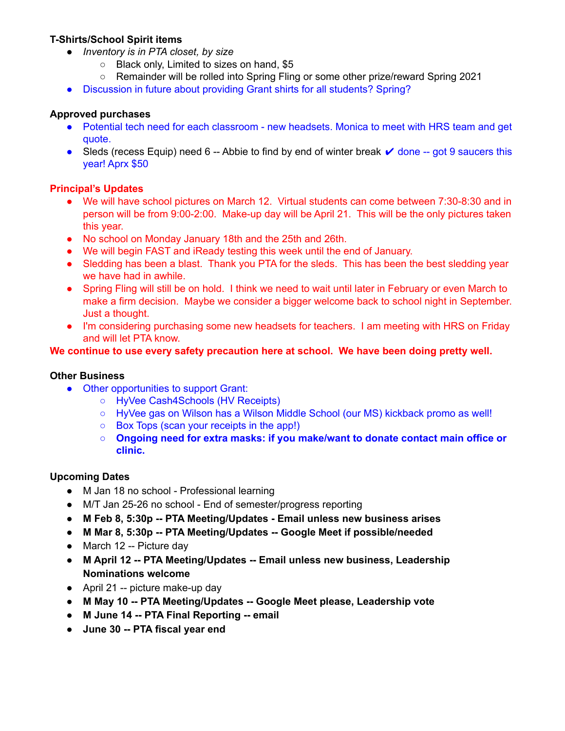**T-Shirts/School Spirit items**

- *Inventory is in PTA closet, by size*
    - Black only, Limited to sizes on hand, $5
    - Remainder will be rolled into Spring Fling or some other prize/reward Spring 2021
- Discussion in future about providing Grant shirts for all students? Spring?

**Approved purchases**

- Potential tech need for each classroom - new headsets. Monica to meet with HRS team and get quote.
- Sleds (recess Equip) need 6 -- Abbie to find by end of winter break ✔ done -- got 9 saucers this year! Aprx $50

**Principal's Updates**

- We will have school pictures on March 12. Virtual students can come between 7:30-8:30 and in person will be from 9:00-2:00. Make-up day will be April 21. This will be the only pictures taken this year.
- No school on Monday January 18th and the 25th and 26th.
- We will begin FAST and iReady testing this week until the end of January.
- Sledding has been a blast. Thank you PTA for the sleds. This has been the best sledding year we have had in awhile.
- Spring Fling will still be on hold. I think we need to wait until later in February or even March to make a firm decision. Maybe we consider a bigger welcome back to school night in September. Just a thought.
- I'm considering purchasing some new headsets for teachers. I am meeting with HRS on Friday and will let PTA know.

**We continue to use every safety precaution here at school. We have been doing pretty well.**

**Other Business**

- Other opportunities to support Grant:
    - HyVee Cash4Schools (HV Receipts)
    - HyVee gas on Wilson has a Wilson Middle School (our MS) kickback promo as well!
    - Box Tops (scan your receipts in the app!)
    - **Ongoing need for extra masks: if you make/want to donate contact main office or clinic.**

**Upcoming Dates**

- M Jan 18 no school - Professional learning
- M/T Jan 25-26 no school - End of semester/progress reporting
- **M Feb 8, 5:30p -- PTA Meeting/Updates - Email unless new business arises**
- **M Mar 8, 5:30p -- PTA Meeting/Updates -- Google Meet if possible/needed**
- March 12 -- Picture day
- **M April 12 -- PTA Meeting/Updates -- Email unless new business, Leadership Nominations welcome**
- April 21 -- picture make-up day
- **M May 10 -- PTA Meeting/Updates -- Google Meet please, Leadership vote**
- **M June 14 -- PTA Final Reporting -- email**
- **June 30 -- PTA fiscal year end**